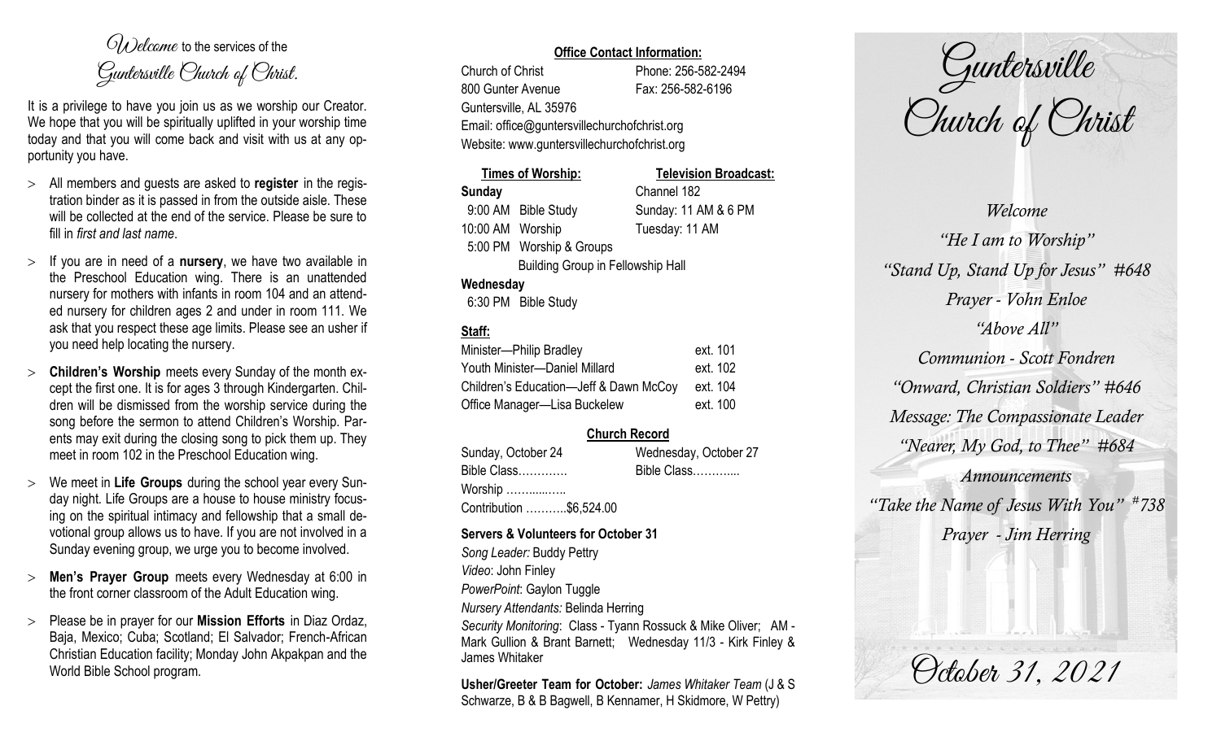*Welcome* to the services of the *Guntersville Church of Christ*.

It is a privilege to have you join us as we worship our Creator. We hope that you will be spiritually uplifted in your worship time today and that you will come back and visit with us at any opportunity you have.

- All members and guests are asked to **register** in the registration binder as it is passed in from the outside aisle. These will be collected at the end of the service. Please be sure to fill in *first and last name*.
- If you are in need of a **nursery**, we have two available in the Preschool Education wing. There is an unattended nursery for mothers with infants in room 104 and an attended nursery for children ages 2 and under in room 111. We ask that you respect these age limits. Please see an usher if you need help locating the nursery.
- **Children's Worship** meets every Sunday of the month except the first one. It is for ages 3 through Kindergarten. Children will be dismissed from the worship service during the song before the sermon to attend Children's Worship. Parents may exit during the closing song to pick them up. They meet in room 102 in the Preschool Education wing.
- We meet in **Life Groups** during the school year every Sunday night. Life Groups are a house to house ministry focusing on the spiritual intimacy and fellowship that a small devotional group allows us to have. If you are not involved in a Sunday evening group, we urge you to become involved.
- **Men's Prayer Group** meets every Wednesday at 6:00 in the front corner classroom of the Adult Education wing.
- Please be in prayer for our **Mission Efforts** in Diaz Ordaz, Baja, Mexico; Cuba; Scotland; El Salvador; French-African Christian Education facility; Monday John Akpakpan and the World Bible School program.

**Office Contact Information:**

Church of Christ — Phone: 256-582-2494
800 Gunter Avenue — Fax: 256-582-6196
Guntersville, AL 35976
Email: office@guntersvillechurchofchrist.org
Website: www.guntersvillechurchofchrist.org

**Times of Worship:**

**Sunday**
9:00 AM Bible Study
10:00 AM Worship
5:00 PM Worship & Groups
Building Group in Fellowship Hall

**Wednesday**
6:30 PM Bible Study

**Television Broadcast:**
Channel 182
Sunday: 11 AM & 6 PM
Tuesday: 11 AM

**Staff:**

| | |
|---|---|
| Minister—Philip Bradley | ext. 101 |
| Youth Minister—Daniel Millard | ext. 102 |
| Children's Education—Jeff & Dawn McCoy | ext. 104 |
| Office Manager—Lisa Buckelew | ext. 100 |

**Church Record**

| Sunday, October 24 | Wednesday, October 27 |
|---|---|
| Bible Class………… | Bible Class……….... |
| Worship …….......….. | |
| Contribution ………..$6,524.00 | |

**Servers & Volunteers for October 31**

*Song Leader:* Buddy Pettry
*Video*: John Finley
*PowerPoint*: Gaylon Tuggle
*Nursery Attendants:* Belinda Herring
*Security Monitoring*: Class - Tyann Rossuck & Mike Oliver; AM - Mark Gullion & Brant Barnett; Wednesday 11/3 - Kirk Finley & James Whitaker

**Usher/Greeter Team for October:** *James Whitaker Team* (J & S Schwarze, B & B Bagwell, B Kennamer, H Skidmore, W Pettry)

# Guntersville Church of Christ

*Welcome*

*"He I am to Worship"*

*"Stand Up, Stand Up for Jesus" #648*

*Prayer - Vohn Enloe*

*"Above All"*

*Communion - Scott Fondren*

*"Onward, Christian Soldiers" #646*

*Message: The Compassionate Leader*

*"Nearer, My God, to Thee" #684*

*Announcements*

*"Take the Name of Jesus With You" #738*

*Prayer - Jim Herring*

*October 31, 2021*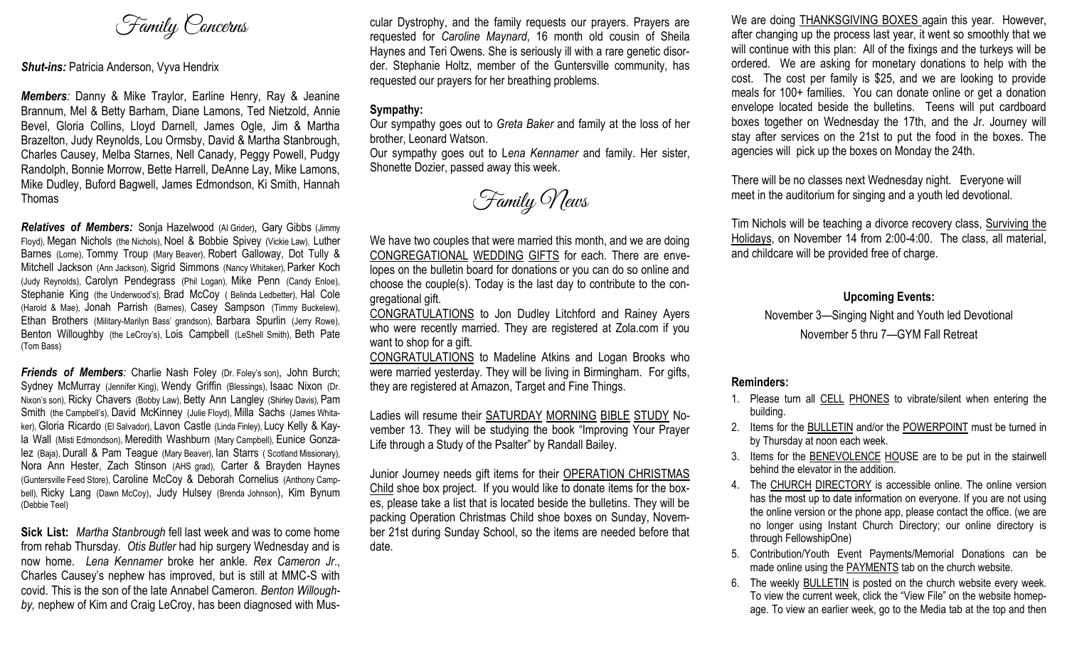# Family Concerns

***Shut-ins:*** Patricia Anderson, Vyva Hendrix

***Members:*** Danny & Mike Traylor, Earline Henry, Ray & Jeanine Brannum, Mel & Betty Barham, Diane Lamons, Ted Nietzold, Annie Bevel, Gloria Collins, Lloyd Darnell, James Ogle, Jim & Martha Brazelton, Judy Reynolds, Lou Ormsby, David & Martha Stanbrough, Charles Causey, Melba Starnes, Nell Canady, Peggy Powell, Pudgy Randolph, Bonnie Morrow, Bette Harrell, DeAnne Lay, Mike Lamons, Mike Dudley, Buford Bagwell, James Edmondson, Ki Smith, Hannah Thomas

***Relatives of Members:*** Sonja Hazelwood (Al Grider), Gary Gibbs (Jimmy Floyd), Megan Nichols (the Nichols), Noel & Bobbie Spivey (Vickie Law), Luther Barnes (Lorne), Tommy Troup (Mary Beaver), Robert Galloway, Dot Tully & Mitchell Jackson (Ann Jackson), Sigrid Simmons (Nancy Whitaker), Parker Koch (Judy Reynolds), Carolyn Pendegrass (Phil Logan), Mike Penn (Candy Enloe), Stephanie King (the Underwood's), Brad McCoy ( Belinda Ledbetter), Hal Cole (Harold & Mae), Jonah Parrish (Barnes), Casey Sampson (Timmy Buckelew), Ethan Brothers (Military-Marilyn Bass' grandson), Barbara Spurlin (Jerry Rowe), Benton Willoughby (the LeCroy's), Lois Campbell (LeShell Smith), Beth Pate (Tom Bass)

***Friends of Members:*** Charlie Nash Foley (Dr. Foley's son), John Burch; Sydney McMurray (Jennifer King), Wendy Griffin (Blessings), Isaac Nixon (Dr. Nixon's son), Ricky Chavers (Bobby Law), Betty Ann Langley (Shirley Davis), Pam Smith (the Campbell's), David McKinney (Julie Floyd), Milla Sachs (James Whitaker), Gloria Ricardo (El Salvador), Lavon Castle (Linda Finley), Lucy Kelly & Kayla Wall (Misti Edmondson), Meredith Washburn (Mary Campbell), Eunice Gonzalez (Baja), Durall & Pam Teague (Mary Beaver), Ian Starrs ( Scotland Missionary), Nora Ann Hester, Zach Stinson (AHS grad), Carter & Brayden Haynes (Guntersville Feed Store), Caroline McCoy & Deborah Cornelius (Anthony Campbell), Ricky Lang (Dawn McCoy), Judy Hulsey (Brenda Johnson), Kim Bynum (Debbie Teel)

**Sick List:** *Martha Stanbrough* fell last week and was to come home from rehab Thursday. *Otis Butler* had hip surgery Wednesday and is now home. *Lena Kennamer* broke her ankle. *Rex Cameron Jr*., Charles Causey's nephew has improved, but is still at MMC-S with covid. This is the son of the late Annabel Cameron. *Benton Willoughby,* nephew of Kim and Craig LeCroy, has been diagnosed with Muscular Dystrophy, and the family requests our prayers. Prayers are requested for *Caroline Maynard*, 16 month old cousin of Sheila Haynes and Teri Owens. She is seriously ill with a rare genetic disorder. Stephanie Holtz, member of the Guntersville community, has requested our prayers for her breathing problems.

**Sympathy:**

Our sympathy goes out to *Greta Baker* and family at the loss of her brother, Leonard Watson.

Our sympathy goes out to *Lena Kennamer* and family. Her sister, Shonette Dozier, passed away this week.

# Family News

We have two couples that were married this month, and we are doing CONGREGATIONAL WEDDING GIFTS for each. There are envelopes on the bulletin board for donations or you can do so online and choose the couple(s). Today is the last day to contribute to the congregational gift.

CONGRATULATIONS to Jon Dudley Litchford and Rainey Ayers who were recently married. They are registered at Zola.com if you want to shop for a gift.

CONGRATULATIONS to Madeline Atkins and Logan Brooks who were married yesterday. They will be living in Birmingham. For gifts, they are registered at Amazon, Target and Fine Things.

Ladies will resume their SATURDAY MORNING BIBLE STUDY November 13. They will be studying the book "Improving Your Prayer Life through a Study of the Psalter" by Randall Bailey.

Junior Journey needs gift items for their OPERATION CHRISTMAS Child shoe box project. If you would like to donate items for the boxes, please take a list that is located beside the bulletins. They will be packing Operation Christmas Child shoe boxes on Sunday, November 21st during Sunday School, so the items are needed before that date.

We are doing THANKSGIVING BOXES again this year. However, after changing up the process last year, it went so smoothly that we will continue with this plan: All of the fixings and the turkeys will be ordered. We are asking for monetary donations to help with the cost. The cost per family is $25, and we are looking to provide meals for 100+ families. You can donate online or get a donation envelope located beside the bulletins. Teens will put cardboard boxes together on Wednesday the 17th, and the Jr. Journey will stay after services on the 21st to put the food in the boxes. The agencies will pick up the boxes on Monday the 24th.

There will be no classes next Wednesday night. Everyone will meet in the auditorium for singing and a youth led devotional.

Tim Nichols will be teaching a divorce recovery class, Surviving the Holidays, on November 14 from 2:00-4:00. The class, all material, and childcare will be provided free of charge.

**Upcoming Events:**

November 3—Singing Night and Youth led Devotional

November 5 thru 7—GYM Fall Retreat

**Reminders:**

1. Please turn all CELL PHONES to vibrate/silent when entering the building.
2. Items for the BULLETIN and/or the POWERPOINT must be turned in by Thursday at noon each week.
3. Items for the BENEVOLENCE HOUSE are to be put in the stairwell behind the elevator in the addition.
4. The CHURCH DIRECTORY is accessible online. The online version has the most up to date information on everyone. If you are not using the online version or the phone app, please contact the office. (we are no longer using Instant Church Directory; our online directory is through FellowshipOne)
5. Contribution/Youth Event Payments/Memorial Donations can be made online using the PAYMENTS tab on the church website.
6. The weekly BULLETIN is posted on the church website every week. To view the current week, click the "View File" on the website homepage. To view an earlier week, go to the Media tab at the top and then